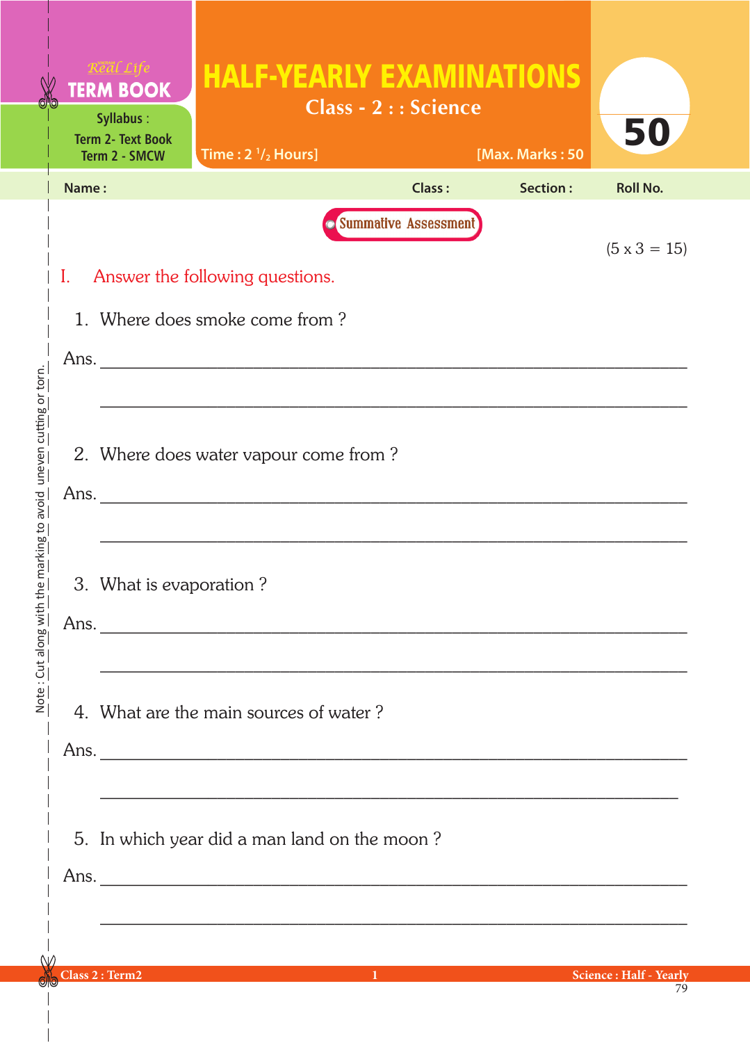Real Life
**TERM BOOK**

Syllabus :
Term 2- Text Book
Term 2 - SMCW

# HALF-YEARLY EXAMINATIONS

## Class - 2 : : Science

Time : 2 $^{1}/_{2}$ Hours] [Max. Marks : 50

**50**

Name : Class : Section : Roll No.

**Summative Assessment**

(5 x 3 = 15)

## I. Answer the following questions.

1. Where does smoke come from ?

Ans. ______________________________________________

______________________________________________

2. Where does water vapour come from ?

Ans. ______________________________________________

______________________________________________

3. What is evaporation ?

Ans. ______________________________________________

______________________________________________

4. What are the main sources of water ?

Ans. ______________________________________________

______________________________________________

5. In which year did a man land on the moon ?

Ans. ______________________________________________

______________________________________________

Note : Cut along with the marking to avoid uneven cutting or torn.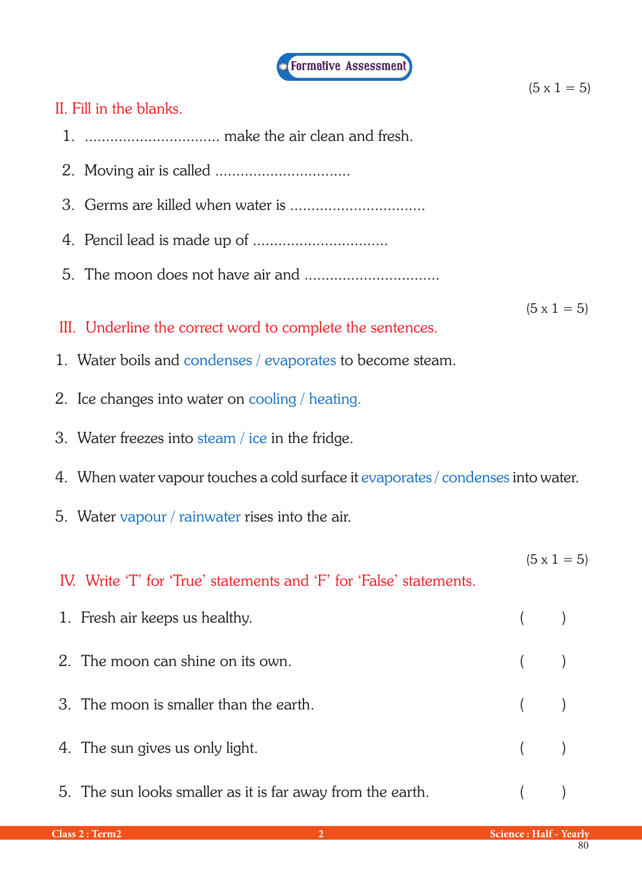## Formative Assessment

(5 x 1 = 5)

### II. Fill in the blanks.

1. ................................ make the air clean and fresh.
2. Moving air is called ................................
3. Germs are killed when water is ................................
4. Pencil lead is made up of ................................
5. The moon does not have air and ................................

(5 x 1 = 5)

### III. Underline the correct word to complete the sentences.

1. Water boils and condenses / evaporates to become steam.
2. Ice changes into water on cooling / heating.
3. Water freezes into steam / ice in the fridge.
4. When water vapour touches a cold surface it evaporates / condenses into water.
5. Water vapour / rainwater rises into the air.

(5 x 1 = 5)

### IV. Write 'T' for 'True' statements and 'F' for 'False' statements.

1. Fresh air keeps us healthy. (      )
2. The moon can shine on its own. (      )
3. The moon is smaller than the earth. (      )
4. The sun gives us only light. (      )
5. The sun looks smaller as it is far away from the earth. (      )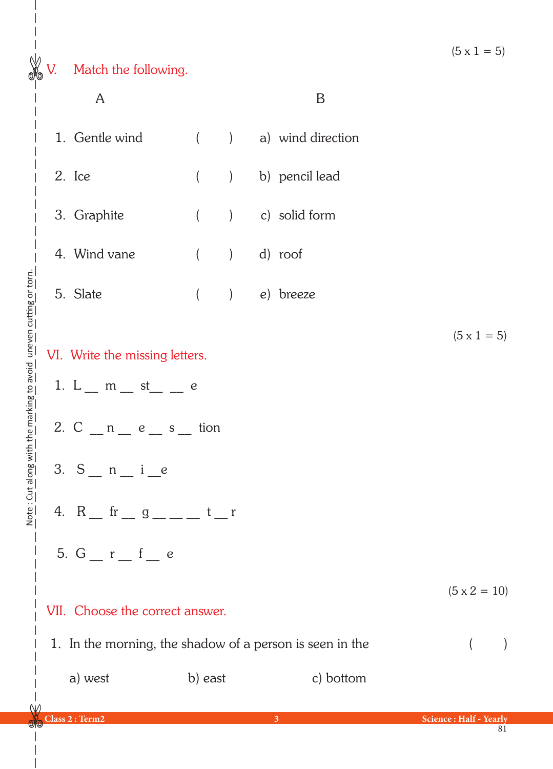(5 x 1 = 5)

## V. Match the following.

| | A | | | B |
|---|---|---|---|---|
| 1. | Gentle wind | (   ) | a) | wind direction |
| 2. | Ice | (   ) | b) | pencil lead |
| 3. | Graphite | (   ) | c) | solid form |
| 4. | Wind vane | (   ) | d) | roof |
| 5. | Slate | (   ) | e) | breeze |

(5 x 1 = 5)

## VI. Write the missing letters.

1. L __ m __ st__ __ e
2. C __ n __ e __ s __ tion
3. S __ n __ i __e
4. R __ fr __ g __ __ __ t __ r
5. G __ r __ f __ e

(5 x 2 = 10)

## VII. Choose the correct answer.

1. In the morning, the shadow of a person is seen in the (   )

   a) west  b) east  c) bottom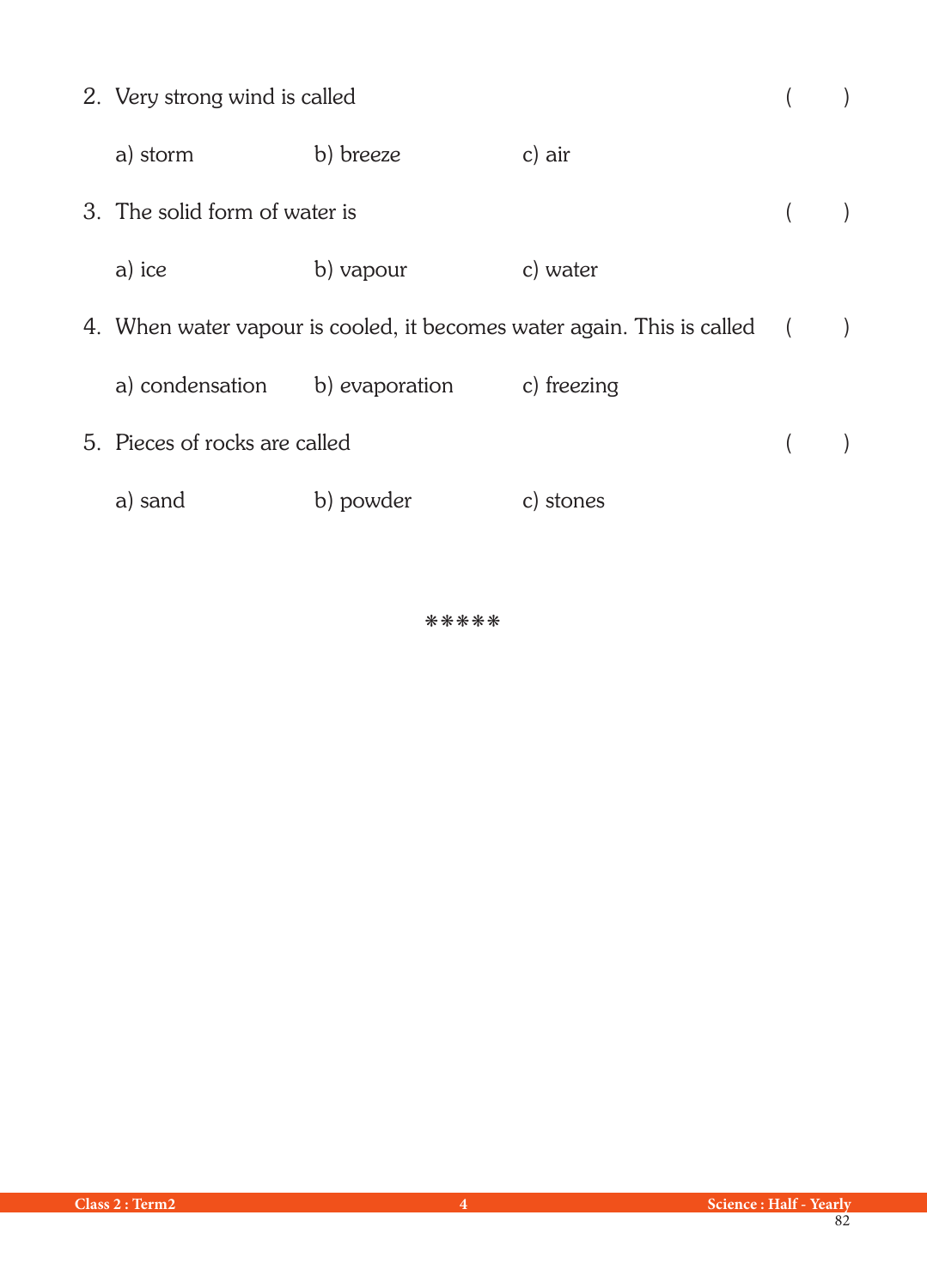2. Very strong wind is called ( )

   a) storm b) breeze c) air

3. The solid form of water is ( )

   a) ice b) vapour c) water

4. When water vapour is cooled, it becomes water again. This is called ( )

   a) condensation b) evaporation c) freezing

5. Pieces of rocks are called ( )

   a) sand b) powder c) stones

*****